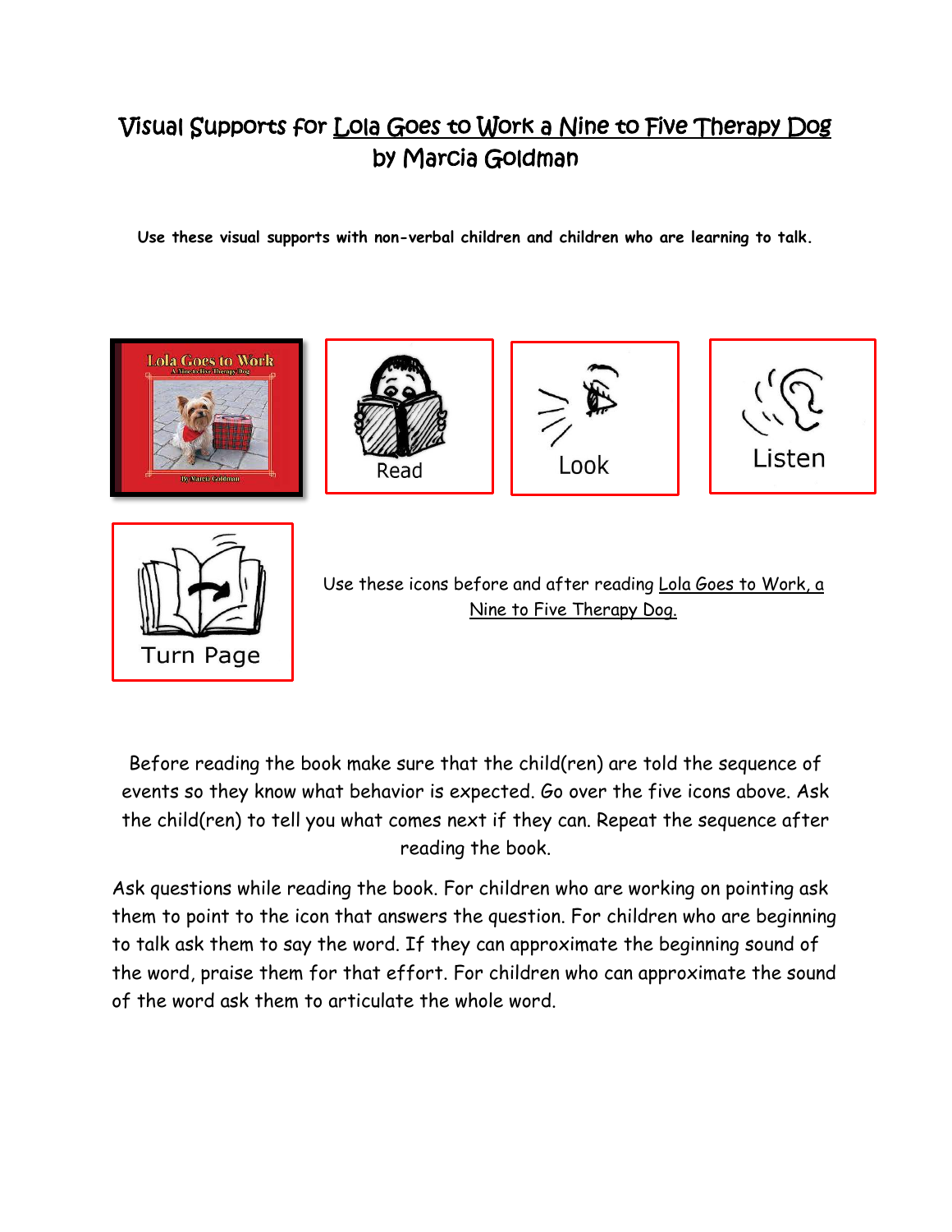# Visual Supports for Lola Goes to Work a Nine to Five Therapy Dog by Marcia Goldman

**Use these visual supports with non-verbal children and children who are learning to talk.**

Read

Look

Listen

Turn Page

Use these icons before and after reading Lola Goes to Work, a Nine to Five Therapy Dog.

Before reading the book make sure that the child(ren) are told the sequence of events so they know what behavior is expected. Go over the five icons above. Ask the child(ren) to tell you what comes next if they can. Repeat the sequence after reading the book.

Ask questions while reading the book. For children who are working on pointing ask them to point to the icon that answers the question. For children who are beginning to talk ask them to say the word. If they can approximate the beginning sound of the word, praise them for that effort. For children who can approximate the sound of the word ask them to articulate the whole word.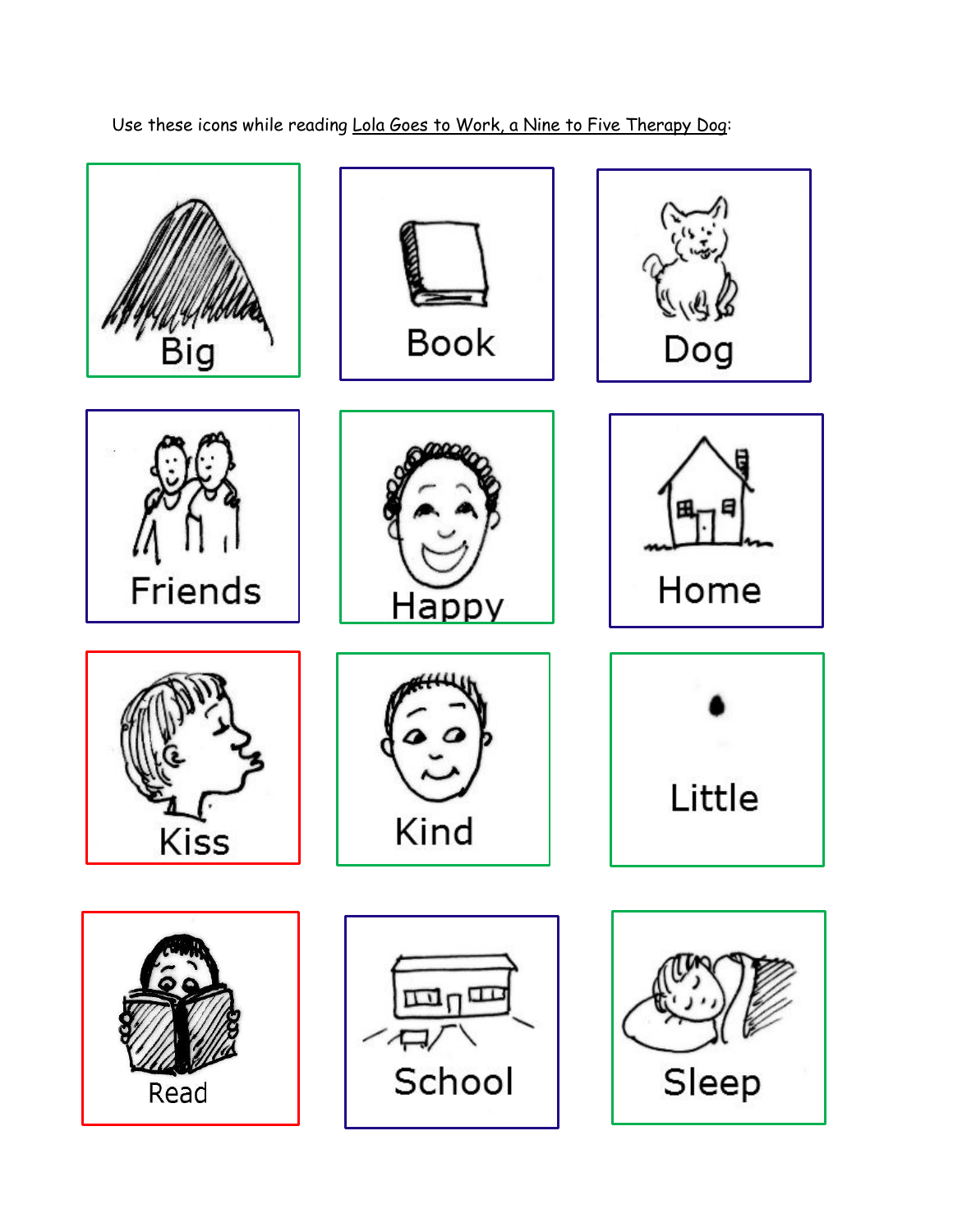Use these icons while reading Lola Goes to Work, a Nine to Five Therapy Dog:

Big

Book

Dog

Friends

Happy

Home

Kiss

Kind

Little

Read

School

Sleep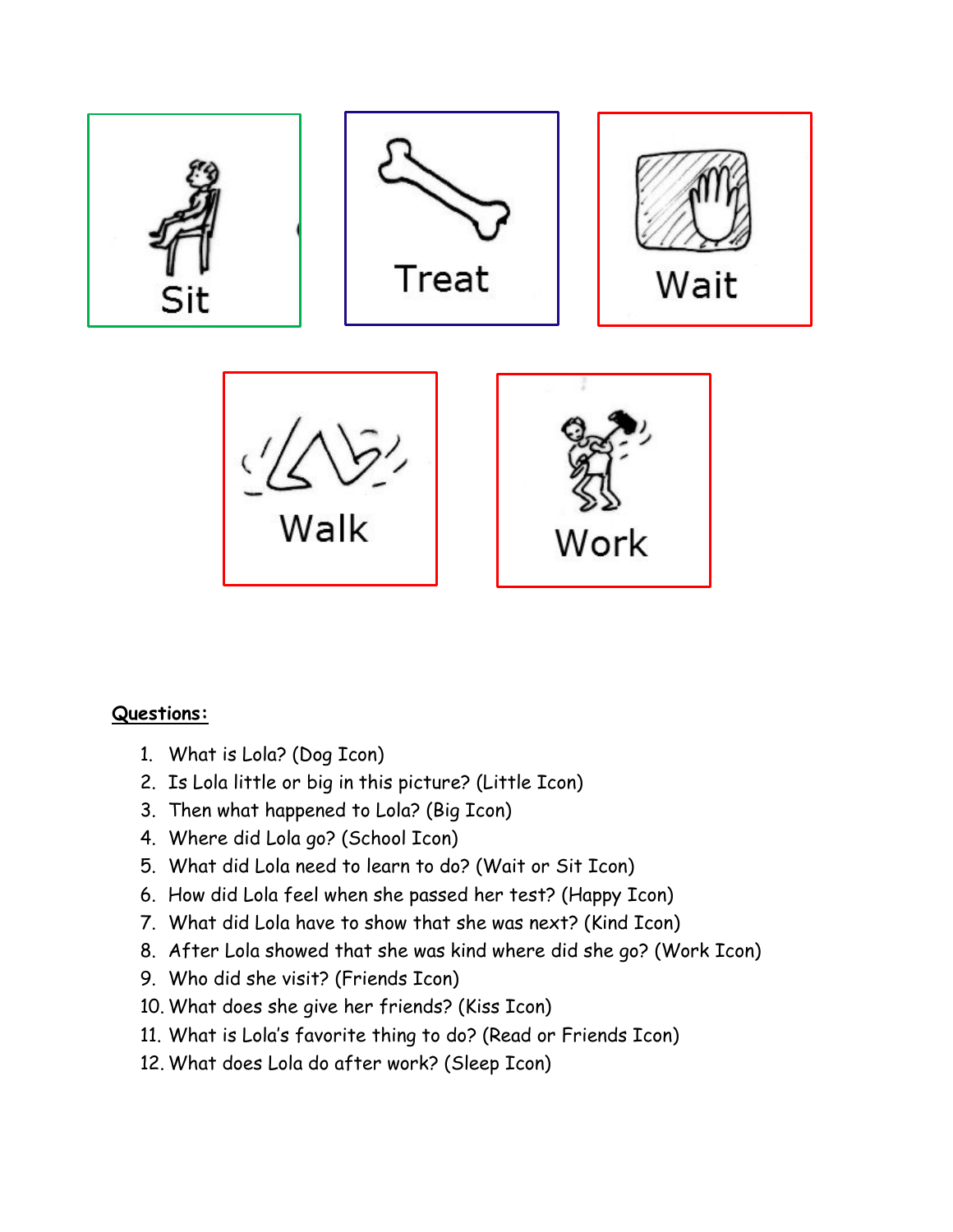Sit

Treat

Wait

Walk

Work

**Questions:**

1. What is Lola? (Dog Icon)
2. Is Lola little or big in this picture? (Little Icon)
3. Then what happened to Lola? (Big Icon)
4. Where did Lola go? (School Icon)
5. What did Lola need to learn to do? (Wait or Sit Icon)
6. How did Lola feel when she passed her test? (Happy Icon)
7. What did Lola have to show that she was next? (Kind Icon)
8. After Lola showed that she was kind where did she go? (Work Icon)
9. Who did she visit? (Friends Icon)
10. What does she give her friends? (Kiss Icon)
11. What is Lola's favorite thing to do? (Read or Friends Icon)
12. What does Lola do after work? (Sleep Icon)